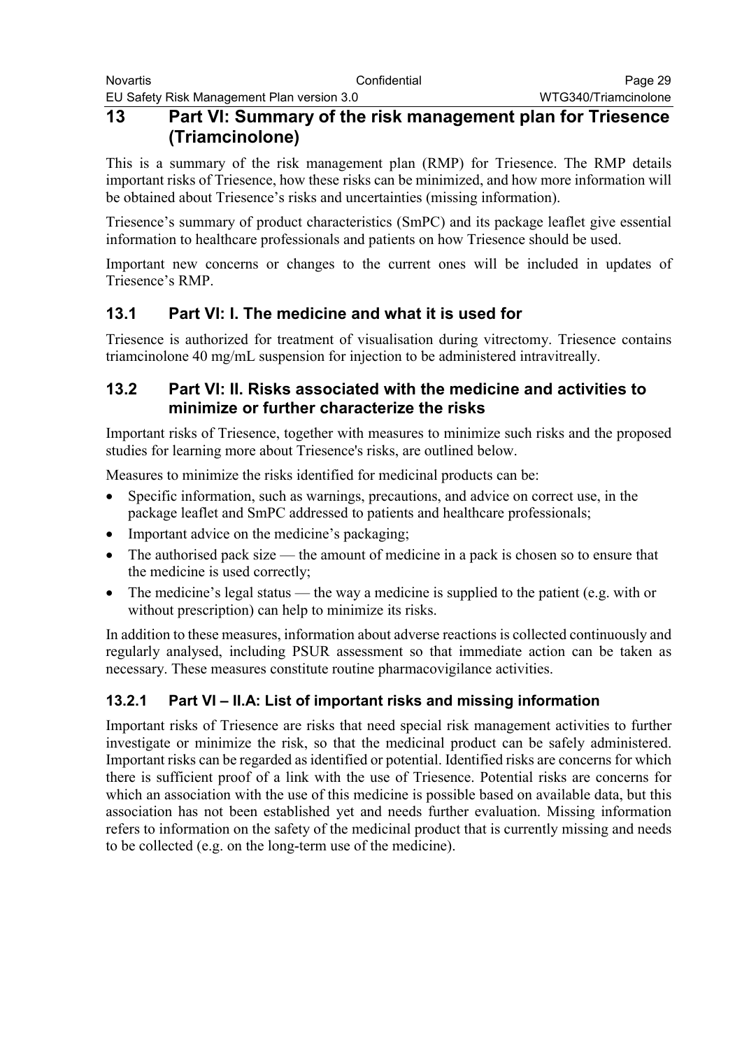# 13 Part VI: Summary of the risk management plan for Triesence (Triamcinolone)

This is a summary of the risk management plan (RMP) for Triesence. The RMP details important risks of Triesence, how these risks can be minimized, and how more information will be obtained about Triesence's risks and uncertainties (missing information).

Triesence's summary of product characteristics (SmPC) and its package leaflet give essential information to healthcare professionals and patients on how Triesence should be used.

Important new concerns or changes to the current ones will be included in updates of Triesence's RMP.

## 13.1 Part VI: I. The medicine and what it is used for

Triesence is authorized for treatment of visualisation during vitrectomy. Triesence contains triamcinolone 40 mg/mL suspension for injection to be administered intravitreally.

## 13.2 Part VI: II. Risks associated with the medicine and activities to minimize or further characterize the risks

Important risks of Triesence, together with measures to minimize such risks and the proposed studies for learning more about Triesence's risks, are outlined below.

Measures to minimize the risks identified for medicinal products can be:

- Specific information, such as warnings, precautions, and advice on correct use, in the package leaflet and SmPC addressed to patients and healthcare professionals;
- Important advice on the medicine's packaging;
- The authorised pack size — the amount of medicine in a pack is chosen so to ensure that the medicine is used correctly;
- The medicine's legal status — the way a medicine is supplied to the patient (e.g. with or without prescription) can help to minimize its risks.

In addition to these measures, information about adverse reactions is collected continuously and regularly analysed, including PSUR assessment so that immediate action can be taken as necessary. These measures constitute routine pharmacovigilance activities.

### 13.2.1 Part VI – II.A: List of important risks and missing information

Important risks of Triesence are risks that need special risk management activities to further investigate or minimize the risk, so that the medicinal product can be safely administered. Important risks can be regarded as identified or potential. Identified risks are concerns for which there is sufficient proof of a link with the use of Triesence. Potential risks are concerns for which an association with the use of this medicine is possible based on available data, but this association has not been established yet and needs further evaluation. Missing information refers to information on the safety of the medicinal product that is currently missing and needs to be collected (e.g. on the long-term use of the medicine).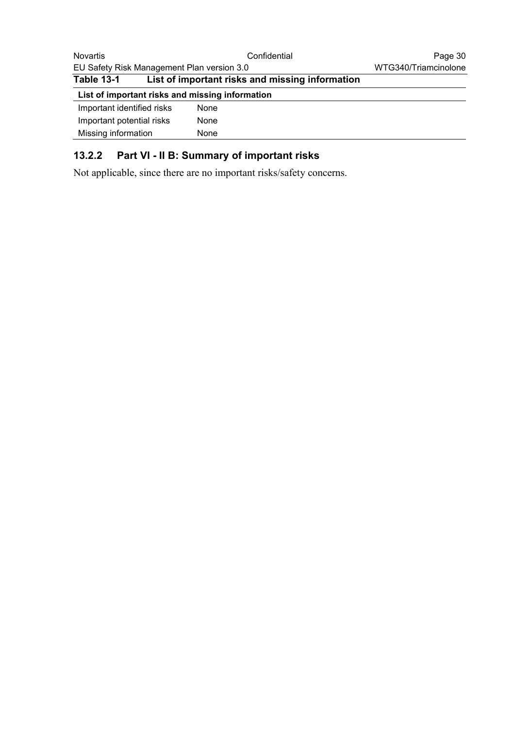**Table 13-1 List of important risks and missing information**

| List of important risks and missing information | |
|---|---|
| Important identified risks | None |
| Important potential risks | None |
| Missing information | None |

### 13.2.2 Part VI - II B: Summary of important risks

Not applicable, since there are no important risks/safety concerns.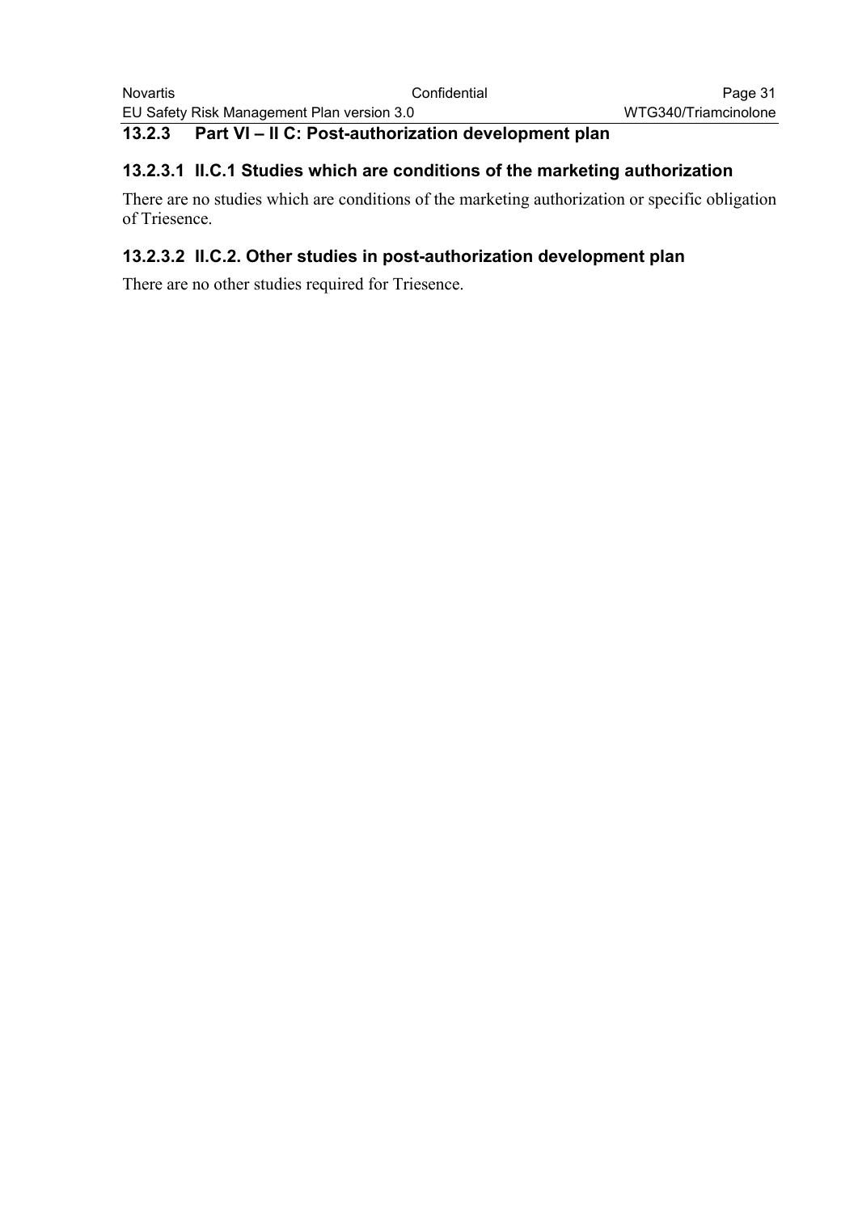### 13.2.3 Part VI – II C: Post-authorization development plan

#### 13.2.3.1 II.C.1 Studies which are conditions of the marketing authorization

There are no studies which are conditions of the marketing authorization or specific obligation of Triesence.

#### 13.2.3.2 II.C.2. Other studies in post-authorization development plan

There are no other studies required for Triesence.